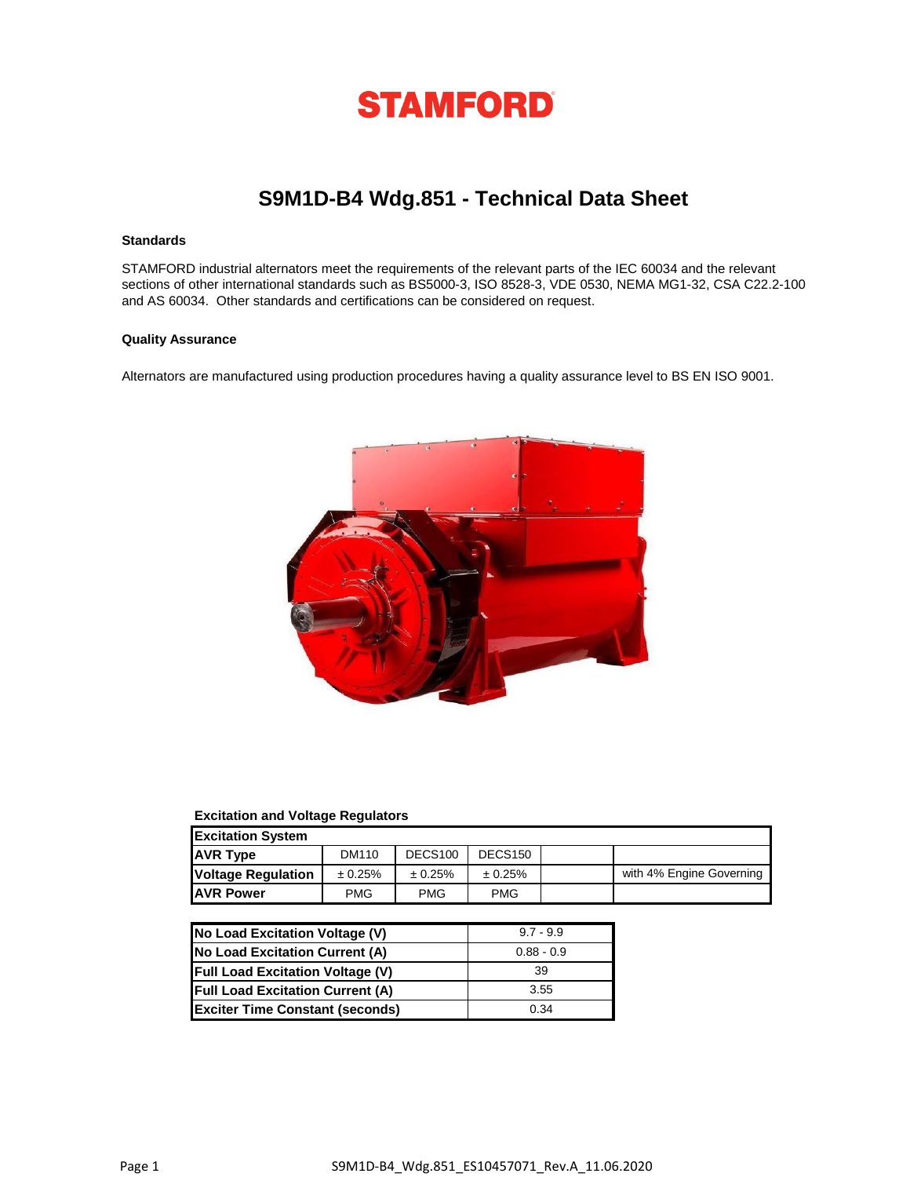# STAMFORD

## S9M1D-B4 Wdg.851 - Technical Data Sheet

### Standards

STAMFORD industrial alternators meet the requirements of the relevant parts of the IEC 60034 and the relevant sections of other international standards such as BS5000-3, ISO 8528-3, VDE 0530, NEMA MG1-32, CSA C22.2-100 and AS 60034. Other standards and certifications can be considered on request.

### Quality Assurance

Alternators are manufactured using production procedures having a quality assurance level to BS EN ISO 9001.

### Excitation and Voltage Regulators

| Excitation System | | | | | |
|---|---|---|---|---|---|
| AVR Type | DM110 | DECS100 | DECS150 | | |
| Voltage Regulation | ± 0.25% | ± 0.25% | ± 0.25% | | with 4% Engine Governing |
| AVR Power | PMG | PMG | PMG | | |

| Parameter | Value |
|---|---|
| No Load Excitation Voltage (V) | 9.7 - 9.9 |
| No Load Excitation Current (A) | 0.88 - 0.9 |
| Full Load Excitation Voltage (V) | 39 |
| Full Load Excitation Current (A) | 3.55 |
| Exciter Time Constant (seconds) | 0.34 |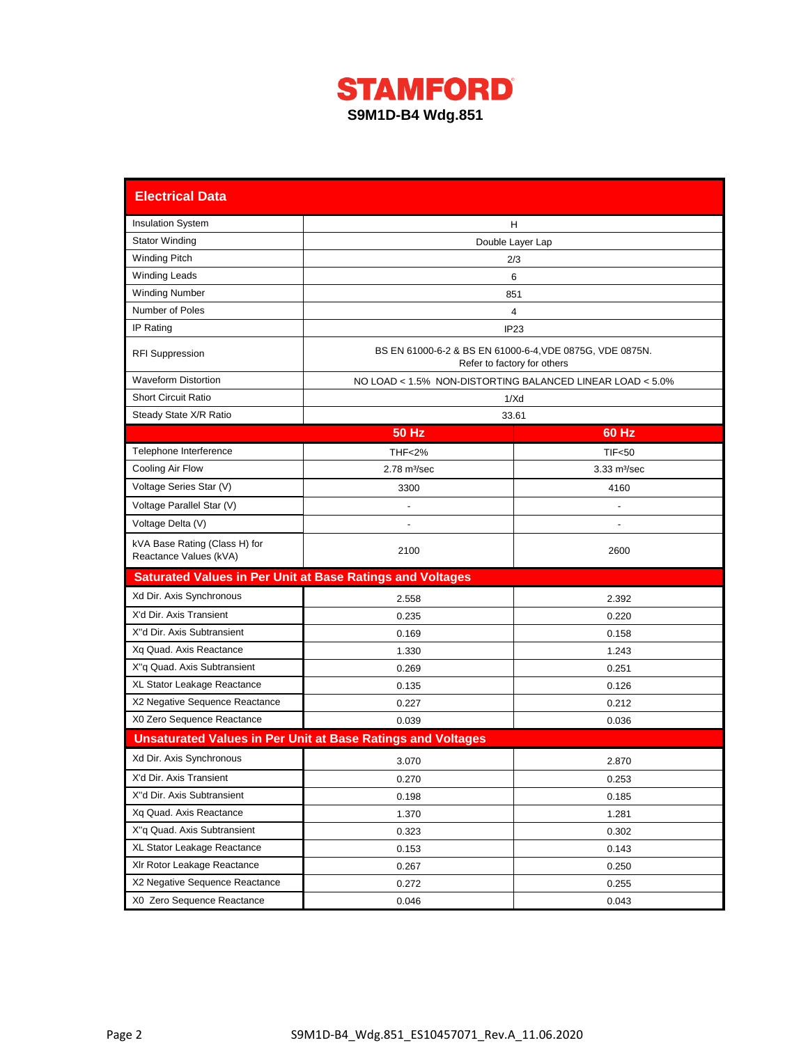# STAMFORD

**S9M1D-B4 Wdg.851**

## Electrical Data

| Electrical Data | | |
|---|---|---|
| Insulation System | H | |
| Stator Winding | Double Layer Lap | |
| Winding Pitch | 2/3 | |
| Winding Leads | 6 | |
| Winding Number | 851 | |
| Number of Poles | 4 | |
| IP Rating | IP23 | |
| RFI Suppression | BS EN 61000-6-2 & BS EN 61000-6-4,VDE 0875G, VDE 0875N. Refer to factory for others | |
| Waveform Distortion | NO LOAD < 1.5% NON-DISTORTING BALANCED LINEAR LOAD < 5.0% | |
| Short Circuit Ratio | 1/Xd | |
| Steady State X/R Ratio | 33.61 | |
| | **50 Hz** | **60 Hz** |
| Telephone Interference | THF<2% | TIF<50 |
| Cooling Air Flow | 2.78 m³/sec | 3.33 m³/sec |
| Voltage Series Star (V) | 3300 | 4160 |
| Voltage Parallel Star (V) | - | - |
| Voltage Delta (V) | - | - |
| kVA Base Rating (Class H) for Reactance Values (kVA) | 2100 | 2600 |
| **Saturated Values in Per Unit at Base Ratings and Voltages** | | |
| Xd Dir. Axis Synchronous | 2.558 | 2.392 |
| X'd Dir. Axis Transient | 0.235 | 0.220 |
| X''d Dir. Axis Subtransient | 0.169 | 0.158 |
| Xq Quad. Axis Reactance | 1.330 | 1.243 |
| X''q Quad. Axis Subtransient | 0.269 | 0.251 |
| XL Stator Leakage Reactance | 0.135 | 0.126 |
| X2 Negative Sequence Reactance | 0.227 | 0.212 |
| X0 Zero Sequence Reactance | 0.039 | 0.036 |
| **Unsaturated Values in Per Unit at Base Ratings and Voltages** | | |
| Xd Dir. Axis Synchronous | 3.070 | 2.870 |
| X'd Dir. Axis Transient | 0.270 | 0.253 |
| X''d Dir. Axis Subtransient | 0.198 | 0.185 |
| Xq Quad. Axis Reactance | 1.370 | 1.281 |
| X''q Quad. Axis Subtransient | 0.323 | 0.302 |
| XL Stator Leakage Reactance | 0.153 | 0.143 |
| Xlr Rotor Leakage Reactance | 0.267 | 0.250 |
| X2 Negative Sequence Reactance | 0.272 | 0.255 |
| X0 Zero Sequence Reactance | 0.046 | 0.043 |

S9M1D-B4_Wdg.851_ES10457071_Rev.A_11.06.2020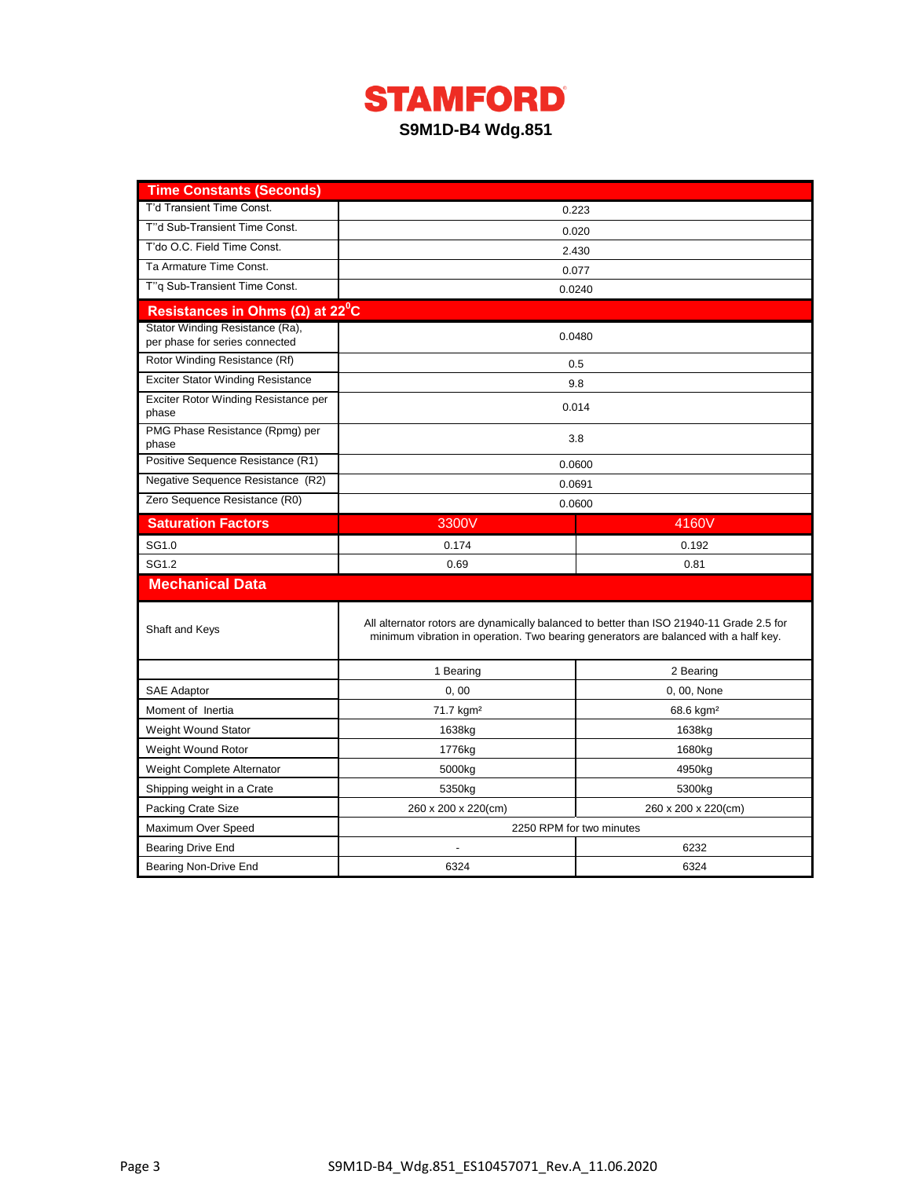# STAMFORD

**S9M1D-B4 Wdg.851**

| Time Constants (Seconds) | | |
|---|---|---|
| T'd Transient Time Const. | 0.223 | |
| T''d Sub-Transient Time Const. | 0.020 | |
| T'do O.C. Field Time Const. | 2.430 | |
| Ta Armature Time Const. | 0.077 | |
| T''q Sub-Transient Time Const. | 0.0240 | |
| **Resistances in Ohms (Ω) at 22$^0$C** | | |
| Stator Winding Resistance (Ra), per phase for series connected | 0.0480 | |
| Rotor Winding Resistance (Rf) | 0.5 | |
| Exciter Stator Winding Resistance | 9.8 | |
| Exciter Rotor Winding Resistance per phase | 0.014 | |
| PMG Phase Resistance (Rpmg) per phase | 3.8 | |
| Positive Sequence Resistance (R1) | 0.0600 | |
| Negative Sequence Resistance (R2) | 0.0691 | |
| Zero Sequence Resistance (R0) | 0.0600 | |
| **Saturation Factors** | **3300V** | **4160V** |
| SG1.0 | 0.174 | 0.192 |
| SG1.2 | 0.69 | 0.81 |
| **Mechanical Data** | | |
| Shaft and Keys | All alternator rotors are dynamically balanced to better than ISO 21940-11 Grade 2.5 for minimum vibration in operation. Two bearing generators are balanced with a half key. | |
| | 1 Bearing | 2 Bearing |
| SAE Adaptor | 0, 00 | 0, 00, None |
| Moment of Inertia | 71.7 kgm² | 68.6 kgm² |
| Weight Wound Stator | 1638kg | 1638kg |
| Weight Wound Rotor | 1776kg | 1680kg |
| Weight Complete Alternator | 5000kg | 4950kg |
| Shipping weight in a Crate | 5350kg | 5300kg |
| Packing Crate Size | 260 x 200 x 220(cm) | 260 x 200 x 220(cm) |
| Maximum Over Speed | 2250 RPM for two minutes | |
| Bearing Drive End | - | 6232 |
| Bearing Non-Drive End | 6324 | 6324 |

S9M1D-B4_Wdg.851_ES10457071_Rev.A_11.06.2020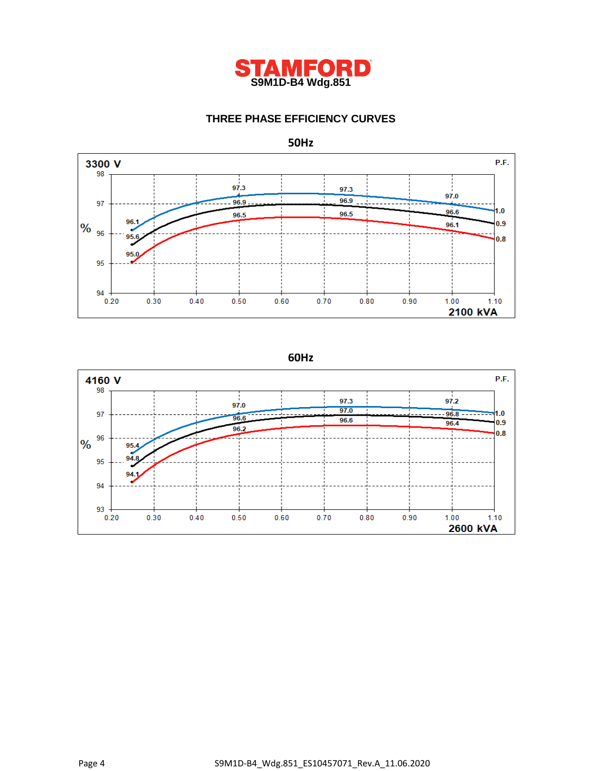# STAMFORD

**S9M1D-B4 Wdg.851**

## THREE PHASE EFFICIENCY CURVES

### 50Hz

3300 V

P.F.

| kVA (per unit of 2100 kVA) | 0.25 | 0.50 | 0.75 | 1.00 |
|---|---|---|---|---|
| P.F. 1.0 (%) | 96.1 | 97.3 | 97.3 | 97.0 |
| P.F. 0.9 (%) | 95.6 | 96.9 | 96.9 | 96.6 |
| P.F. 0.8 (%) | 95.0 | 96.5 | 96.5 | 96.1 |

Axes: % (94 to 98) vs. 0.20 to 1.10 — 2100 kVA

### 60Hz

4160 V

P.F.

| kVA (per unit of 2600 kVA) | 0.25 | 0.50 | 0.75 | 1.00 |
|---|---|---|---|---|
| P.F. 1.0 (%) | 95.4 | 97.0 | 97.3 | 97.2 |
| P.F. 0.9 (%) | 94.8 | 96.6 | 97.0 | 96.8 |
| P.F. 0.8 (%) | 94.1 | 96.2 | 96.6 | 96.4 |

Axes: % (93 to 98) vs. 0.20 to 1.10 — 2600 kVA

S9M1D-B4_Wdg.851_ES10457071_Rev.A_11.06.2020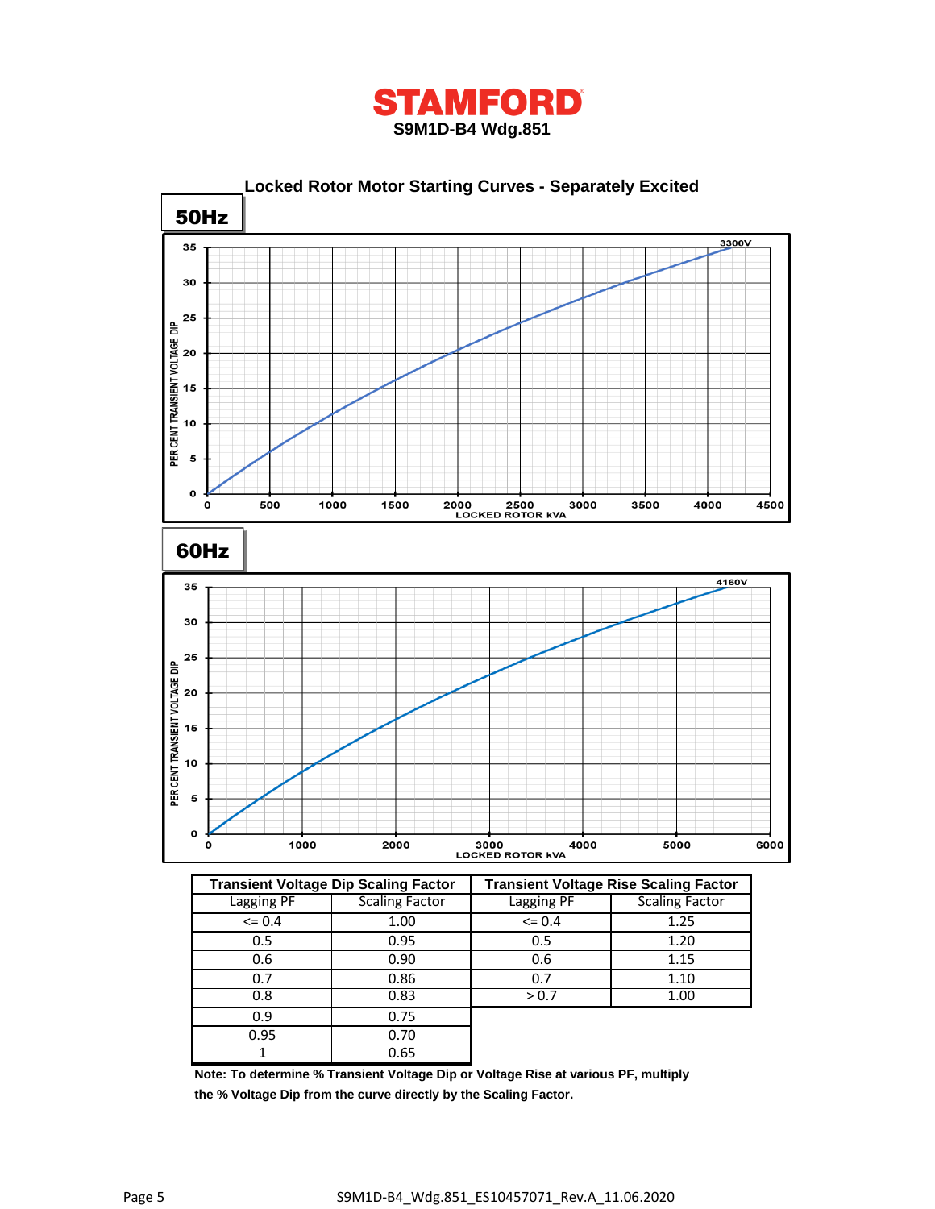# STAMFORD

**S9M1D-B4 Wdg.851**

## Locked Rotor Motor Starting Curves - Separately Excited

### 50Hz

3300V

PER CENT TRANSIENT VOLTAGE DIP

LOCKED ROTOR kVA

### 60Hz

4160V

PER CENT TRANSIENT VOLTAGE DIP

LOCKED ROTOR kVA

| Transient Voltage Dip Scaling Factor | | Transient Voltage Rise Scaling Factor | |
|---|---|---|---|
| Lagging PF | Scaling Factor | Lagging PF | Scaling Factor |
| <= 0.4 | 1.00 | <= 0.4 | 1.25 |
| 0.5 | 0.95 | 0.5 | 1.20 |
| 0.6 | 0.90 | 0.6 | 1.15 |
| 0.7 | 0.86 | 0.7 | 1.10 |
| 0.8 | 0.83 | > 0.7 | 1.00 |
| 0.9 | 0.75 | | |
| 0.95 | 0.70 | | |
| 1 | 0.65 | | |

**Note: To determine % Transient Voltage Dip or Voltage Rise at various PF, multiply the % Voltage Dip from the curve directly by the Scaling Factor.**

S9M1D-B4_Wdg.851_ES10457071_Rev.A_11.06.2020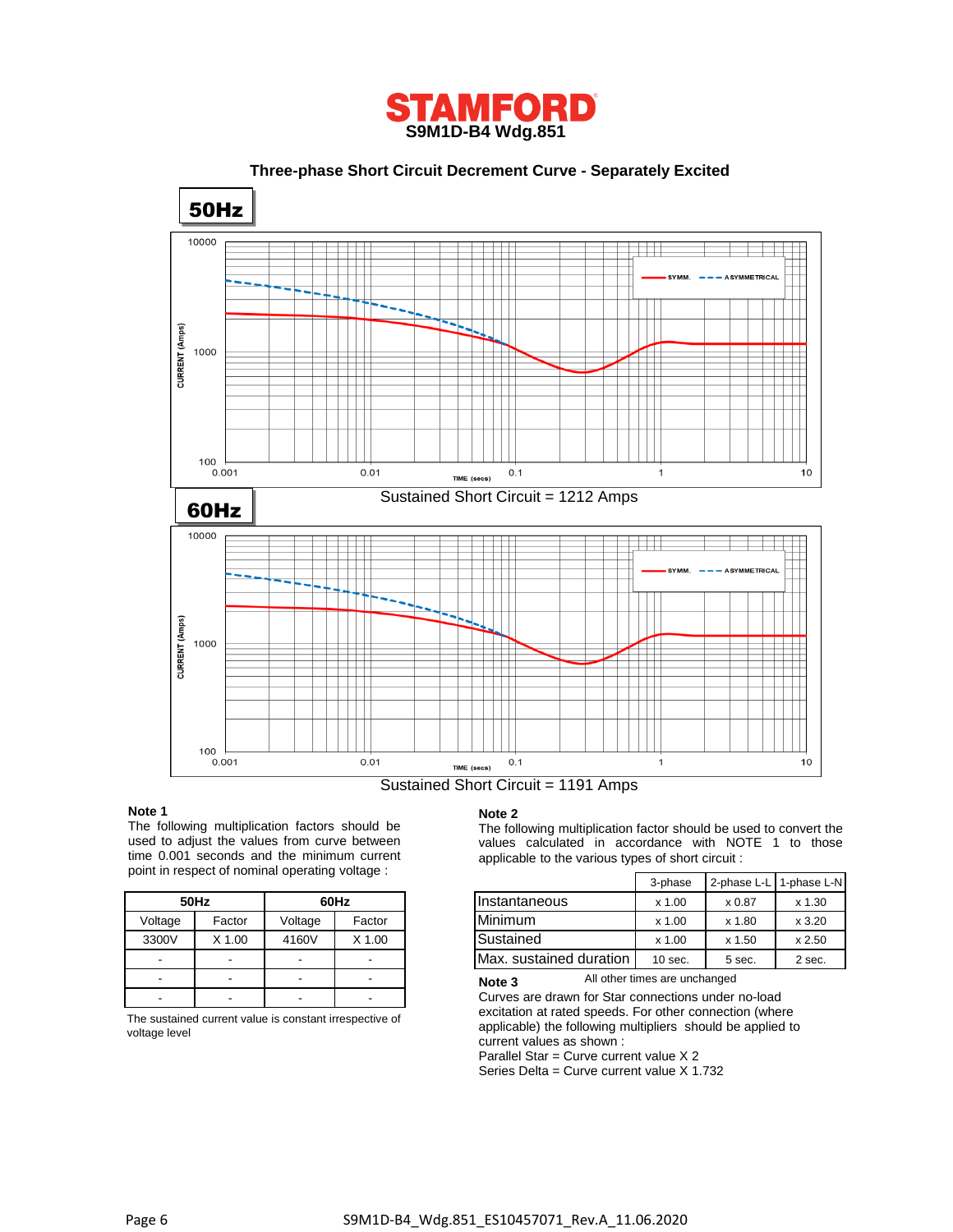# STAMFORD
## S9M1D-B4 Wdg.851

### Three-phase Short Circuit Decrement Curve - Separately Excited

**50Hz**

SYMM. ASYMMETRICAL

CURRENT (Amps)

TIME (secs)

Sustained Short Circuit = 1212 Amps

**60Hz**

SYMM. ASYMMETRICAL

CURRENT (Amps)

TIME (secs)

Sustained Short Circuit = 1191 Amps

**Note 1**

The following multiplication factors should be used to adjust the values from curve between time 0.001 seconds and the minimum current point in respect of nominal operating voltage :

| 50Hz | | 60Hz | |
|---|---|---|---|
| Voltage | Factor | Voltage | Factor |
| 3300V | X 1.00 | 4160V | X 1.00 |
| - | - | - | - |
| - | - | - | - |
| - | - | - | - |

The sustained current value is constant irrespective of voltage level

**Note 2**

The following multiplication factor should be used to convert the values calculated in accordance with NOTE 1 to those applicable to the various types of short circuit :

| | 3-phase | 2-phase L-L | 1-phase L-N |
|---|---|---|---|
| Instantaneous | x 1.00 | x 0.87 | x 1.30 |
| Minimum | x 1.00 | x 1.80 | x 3.20 |
| Sustained | x 1.00 | x 1.50 | x 2.50 |
| Max. sustained duration | 10 sec. | 5 sec. | 2 sec. |

All other times are unchanged

**Note 3**

Curves are drawn for Star connections under no-load excitation at rated speeds. For other connection (where applicable) the following multipliers should be applied to current values as shown :

Parallel Star = Curve current value X 2

Series Delta = Curve current value X 1.732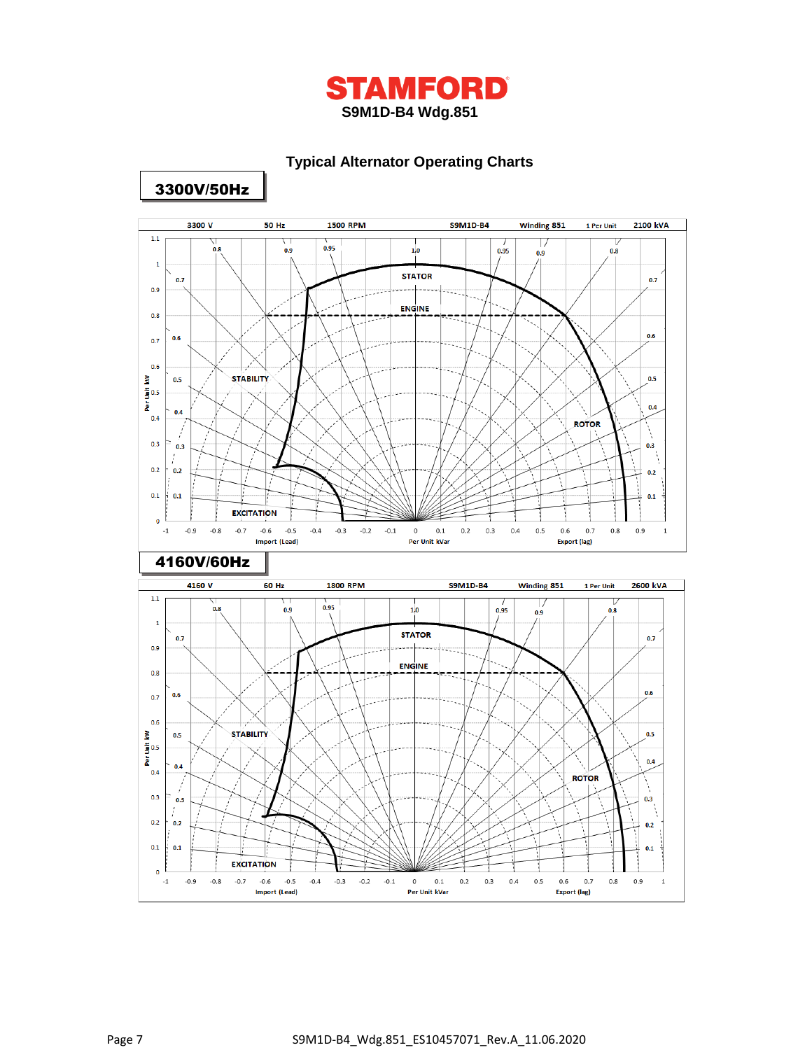# STAMFORD

**S9M1D-B4 Wdg.851**

## Typical Alternator Operating Charts

### 3300V/50Hz

3300 V | 50 Hz | 1500 RPM | S9M1D-B4 | Winding 851 | 1 Per Unit | 2100 kVA

### 4160V/60Hz

4160 V | 60 Hz | 1800 RPM | S9M1D-B4 | Winding 851 | 1 Per Unit | 2600 kVA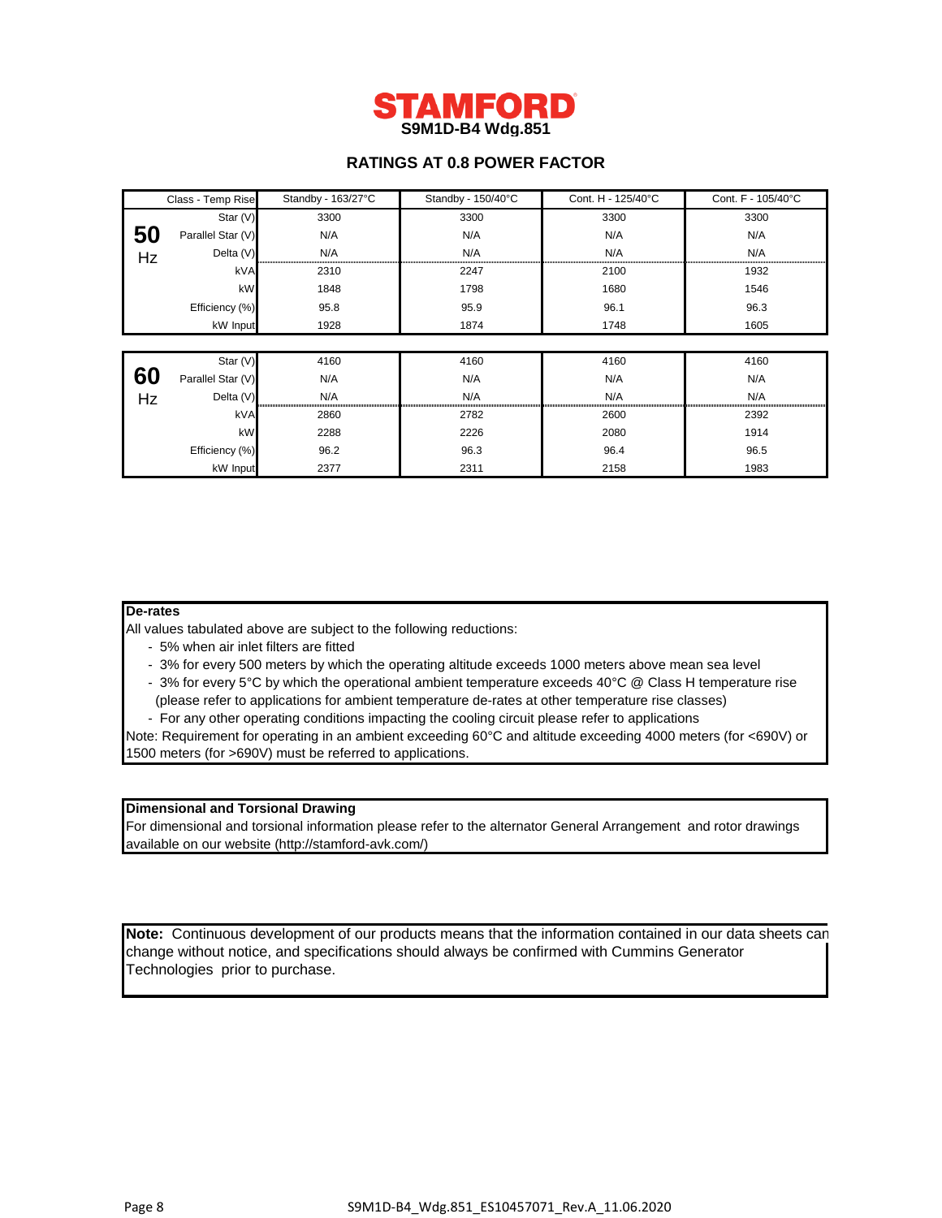# STAMFORD

## S9M1D-B4 Wdg.851

### RATINGS AT 0.8 POWER FACTOR

| | Class - Temp Rise | Standby - 163/27°C | Standby - 150/40°C | Cont. H - 125/40°C | Cont. F - 105/40°C |
|---|---|---|---|---|---|
| **50 Hz** | Star (V) | 3300 | 3300 | 3300 | 3300 |
| | Parallel Star (V) | N/A | N/A | N/A | N/A |
| | Delta (V) | N/A | N/A | N/A | N/A |
| | kVA | 2310 | 2247 | 2100 | 1932 |
| | kW | 1848 | 1798 | 1680 | 1546 |
| | Efficiency (%) | 95.8 | 95.9 | 96.1 | 96.3 |
| | kW Input | 1928 | 1874 | 1748 | 1605 |
| **60 Hz** | Star (V) | 4160 | 4160 | 4160 | 4160 |
| | Parallel Star (V) | N/A | N/A | N/A | N/A |
| | Delta (V) | N/A | N/A | N/A | N/A |
| | kVA | 2860 | 2782 | 2600 | 2392 |
| | kW | 2288 | 2226 | 2080 | 1914 |
| | Efficiency (%) | 96.2 | 96.3 | 96.4 | 96.5 |
| | kW Input | 2377 | 2311 | 2158 | 1983 |

**De-rates**

All values tabulated above are subject to the following reductions:

- 5% when air inlet filters are fitted
- 3% for every 500 meters by which the operating altitude exceeds 1000 meters above mean sea level
- 3% for every 5°C by which the operational ambient temperature exceeds 40°C @ Class H temperature rise (please refer to applications for ambient temperature de-rates at other temperature rise classes)
- For any other operating conditions impacting the cooling circuit please refer to applications

Note: Requirement for operating in an ambient exceeding 60°C and altitude exceeding 4000 meters (for <690V) or 1500 meters (for >690V) must be referred to applications.

**Dimensional and Torsional Drawing**

For dimensional and torsional information please refer to the alternator General Arrangement and rotor drawings available on our website (http://stamford-avk.com/)

**Note:** Continuous development of our products means that the information contained in our data sheets can change without notice, and specifications should always be confirmed with Cummins Generator Technologies prior to purchase.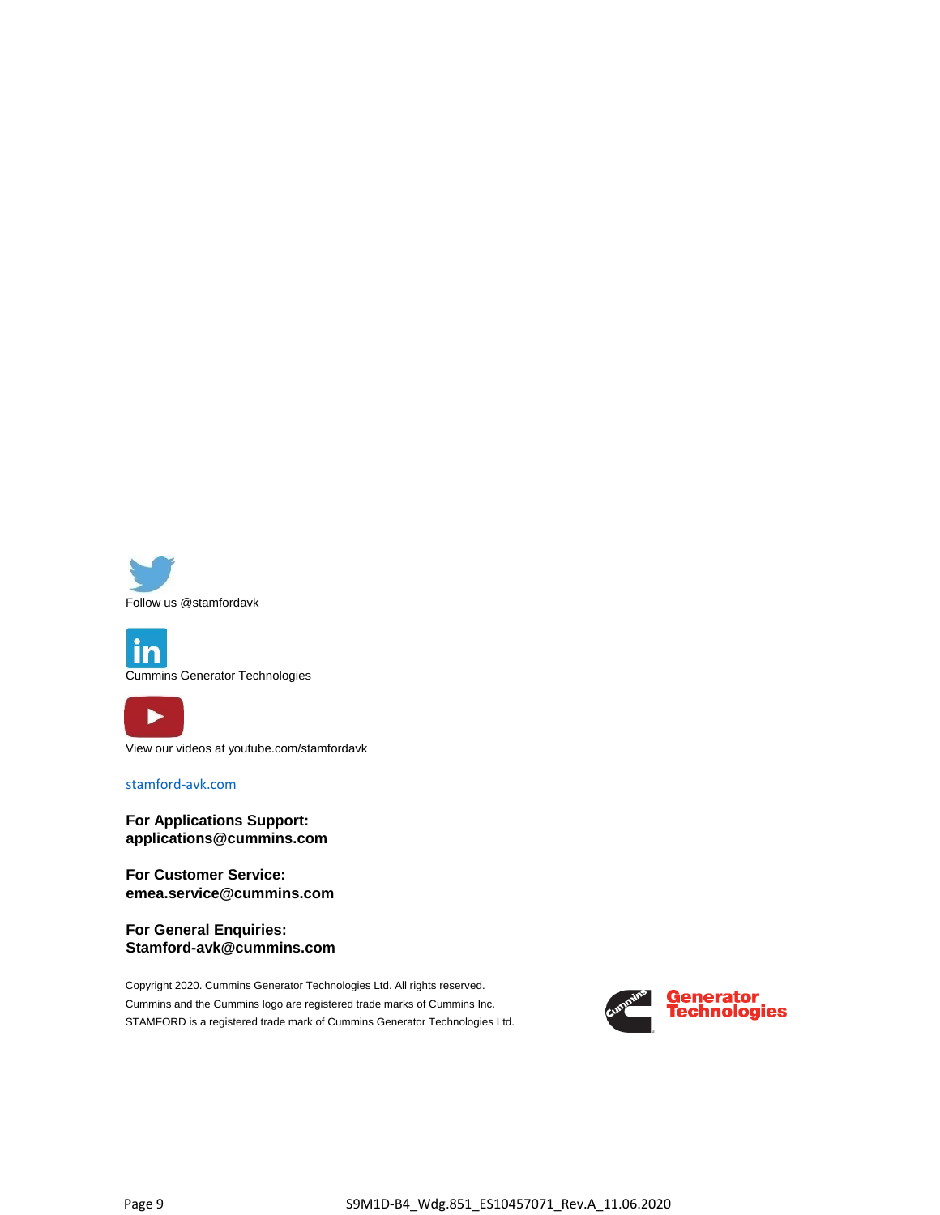Follow us @stamfordavk

Cummins Generator Technologies

View our videos at youtube.com/stamfordavk

stamford-avk.com

**For Applications Support:**
**applications@cummins.com**

**For Customer Service:**
**emea.service@cummins.com**

**For General Enquiries:**
**Stamford-avk@cummins.com**

Copyright 2020. Cummins Generator Technologies Ltd. All rights reserved.
Cummins and the Cummins logo are registered trade marks of Cummins Inc.
STAMFORD is a registered trade mark of Cummins Generator Technologies Ltd.

Generator Technologies